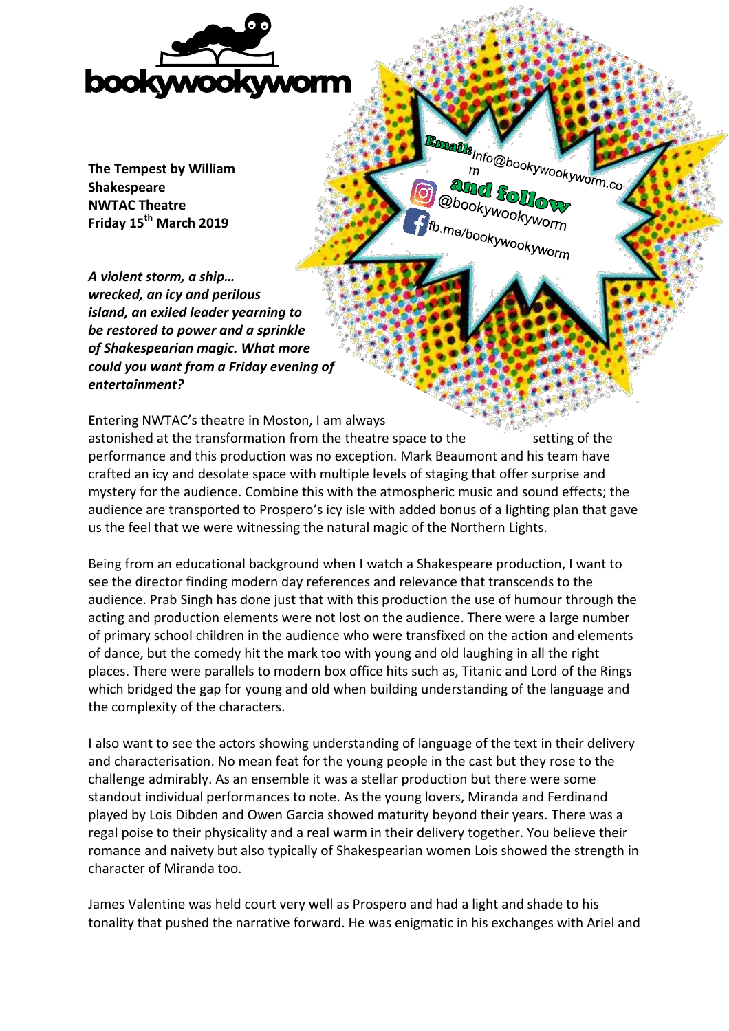bookywookyworm

Email: Info@bookywookyworm.com
and follow
@bookywookyworm
fb.me/bookywookyworm

**The Tempest by William Shakespeare**
**NWTAC Theatre**
**Friday 15th March 2019**

***A violent storm, a ship… wrecked, an icy and perilous island, an exiled leader yearning to be restored to power and a sprinkle of Shakespearian magic. What more could you want from a Friday evening of entertainment?***

Entering NWTAC's theatre in Moston, I am always astonished at the transformation from the theatre space to the setting of the performance and this production was no exception. Mark Beaumont and his team have crafted an icy and desolate space with multiple levels of staging that offer surprise and mystery for the audience. Combine this with the atmospheric music and sound effects; the audience are transported to Prospero's icy isle with added bonus of a lighting plan that gave us the feel that we were witnessing the natural magic of the Northern Lights.

Being from an educational background when I watch a Shakespeare production, I want to see the director finding modern day references and relevance that transcends to the audience. Prab Singh has done just that with this production the use of humour through the acting and production elements were not lost on the audience. There were a large number of primary school children in the audience who were transfixed on the action and elements of dance, but the comedy hit the mark too with young and old laughing in all the right places. There were parallels to modern box office hits such as, Titanic and Lord of the Rings which bridged the gap for young and old when building understanding of the language and the complexity of the characters.

I also want to see the actors showing understanding of language of the text in their delivery and characterisation. No mean feat for the young people in the cast but they rose to the challenge admirably. As an ensemble it was a stellar production but there were some standout individual performances to note. As the young lovers, Miranda and Ferdinand played by Lois Dibden and Owen Garcia showed maturity beyond their years. There was a regal poise to their physicality and a real warm in their delivery together. You believe their romance and naivety but also typically of Shakespearian women Lois showed the strength in character of Miranda too.

James Valentine was held court very well as Prospero and had a light and shade to his tonality that pushed the narrative forward. He was enigmatic in his exchanges with Ariel and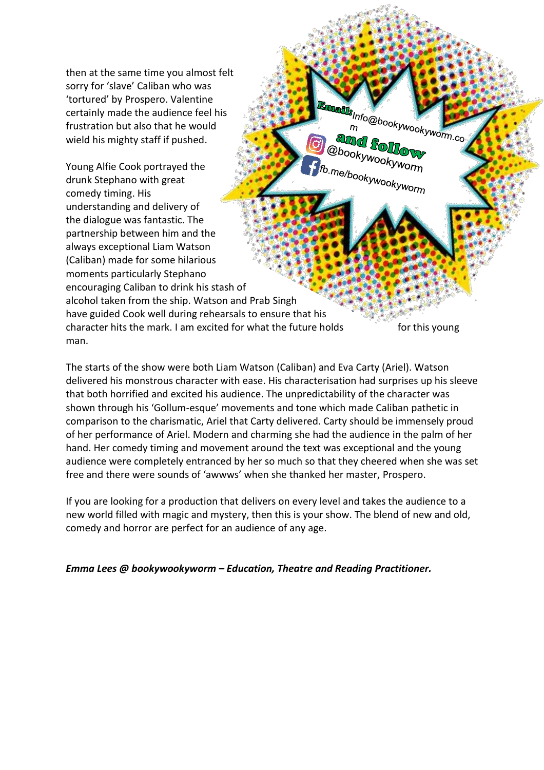then at the same time you almost felt sorry for 'slave' Caliban who was 'tortured' by Prospero. Valentine certainly made the audience feel his frustration but also that he would wield his mighty staff if pushed.

Young Alfie Cook portrayed the drunk Stephano with great comedy timing. His understanding and delivery of the dialogue was fantastic. The partnership between him and the always exceptional Liam Watson (Caliban) made for some hilarious moments particularly Stephano encouraging Caliban to drink his stash of alcohol taken from the ship. Watson and Prab Singh have guided Cook well during rehearsals to ensure that his character hits the mark. I am excited for what the future holds for this young man.

Email: Info@bookywookyworm.com
and follow
@bookywookyworm
fb.me/bookywookyworm

The starts of the show were both Liam Watson (Caliban) and Eva Carty (Ariel). Watson delivered his monstrous character with ease. His characterisation had surprises up his sleeve that both horrified and excited his audience. The unpredictability of the character was shown through his 'Gollum-esque' movements and tone which made Caliban pathetic in comparison to the charismatic, Ariel that Carty delivered. Carty should be immensely proud of her performance of Ariel. Modern and charming she had the audience in the palm of her hand. Her comedy timing and movement around the text was exceptional and the young audience were completely entranced by her so much so that they cheered when she was set free and there were sounds of 'awwws' when she thanked her master, Prospero.

If you are looking for a production that delivers on every level and takes the audience to a new world filled with magic and mystery, then this is your show. The blend of new and old, comedy and horror are perfect for an audience of any age.

***Emma Lees @ bookywookyworm – Education, Theatre and Reading Practitioner.***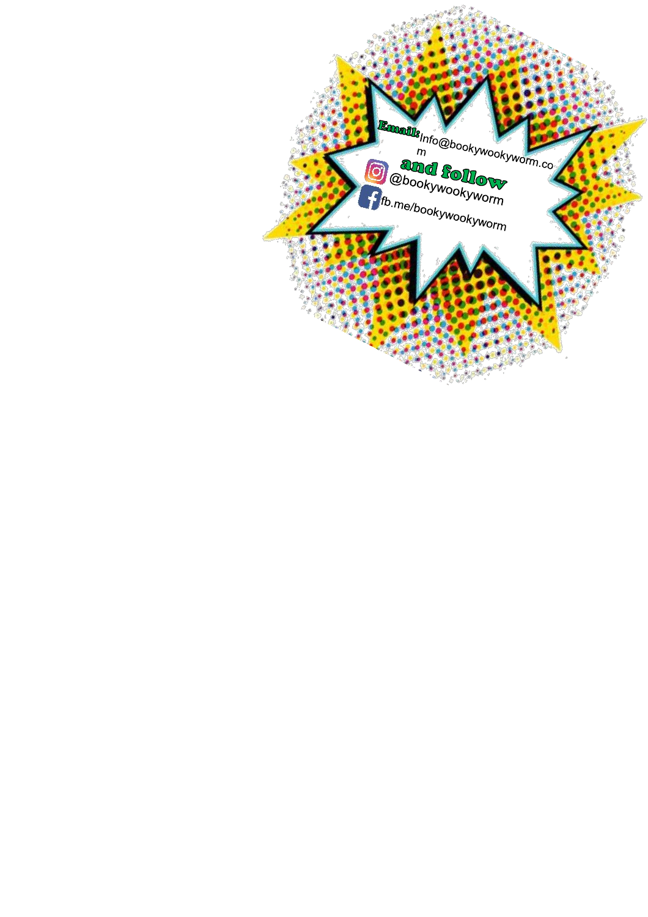Email: Info@bookywookyworm.com

and follow

@bookywookyworm

fb.me/bookywookyworm